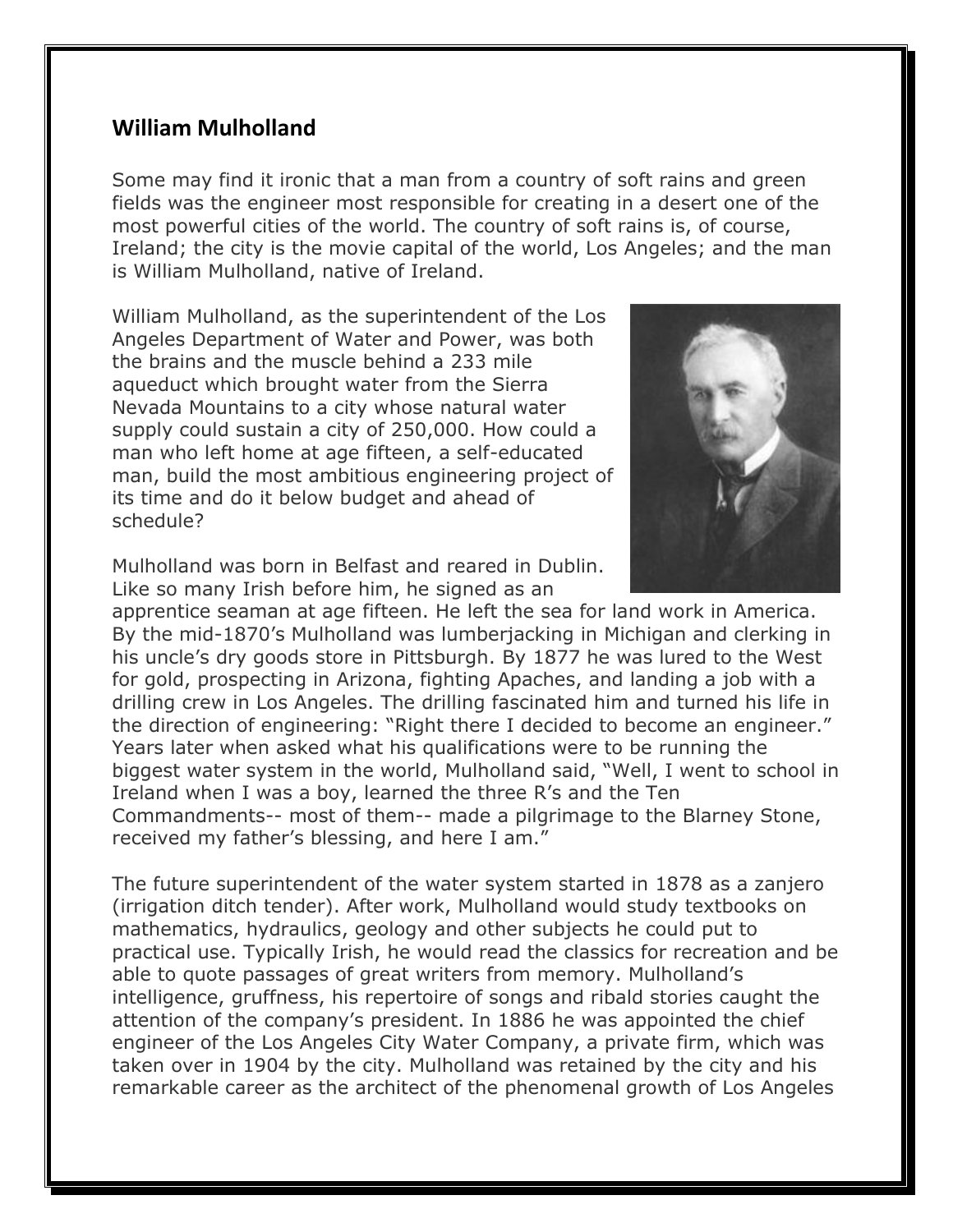## William Mulholland

Some may find it ironic that a man from a country of soft rains and green fields was the engineer most responsible for creating in a desert one of the most powerful cities of the world. The country of soft rains is, of course, Ireland; the city is the movie capital of the world, Los Angeles; and the man is William Mulholland, native of Ireland.

William Mulholland, as the superintendent of the Los Angeles Department of Water and Power, was both the brains and the muscle behind a 233 mile aqueduct which brought water from the Sierra Nevada Mountains to a city whose natural water supply could sustain a city of 250,000. How could a man who left home at age fifteen, a self-educated man, build the most ambitious engineering project of its time and do it below budget and ahead of schedule?

Mulholland was born in Belfast and reared in Dublin. Like so many Irish before him, he signed as an apprentice seaman at age fifteen. He left the sea for land work in America. By the mid-1870's Mulholland was lumberjacking in Michigan and clerking in his uncle's dry goods store in Pittsburgh. By 1877 he was lured to the West for gold, prospecting in Arizona, fighting Apaches, and landing a job with a drilling crew in Los Angeles. The drilling fascinated him and turned his life in the direction of engineering: "Right there I decided to become an engineer." Years later when asked what his qualifications were to be running the biggest water system in the world, Mulholland said, "Well, I went to school in Ireland when I was a boy, learned the three R's and the Ten Commandments-- most of them-- made a pilgrimage to the Blarney Stone, received my father's blessing, and here I am."

The future superintendent of the water system started in 1878 as a zanjero (irrigation ditch tender). After work, Mulholland would study textbooks on mathematics, hydraulics, geology and other subjects he could put to practical use. Typically Irish, he would read the classics for recreation and be able to quote passages of great writers from memory. Mulholland's intelligence, gruffness, his repertoire of songs and ribald stories caught the attention of the company's president. In 1886 he was appointed the chief engineer of the Los Angeles City Water Company, a private firm, which was taken over in 1904 by the city. Mulholland was retained by the city and his remarkable career as the architect of the phenomenal growth of Los Angeles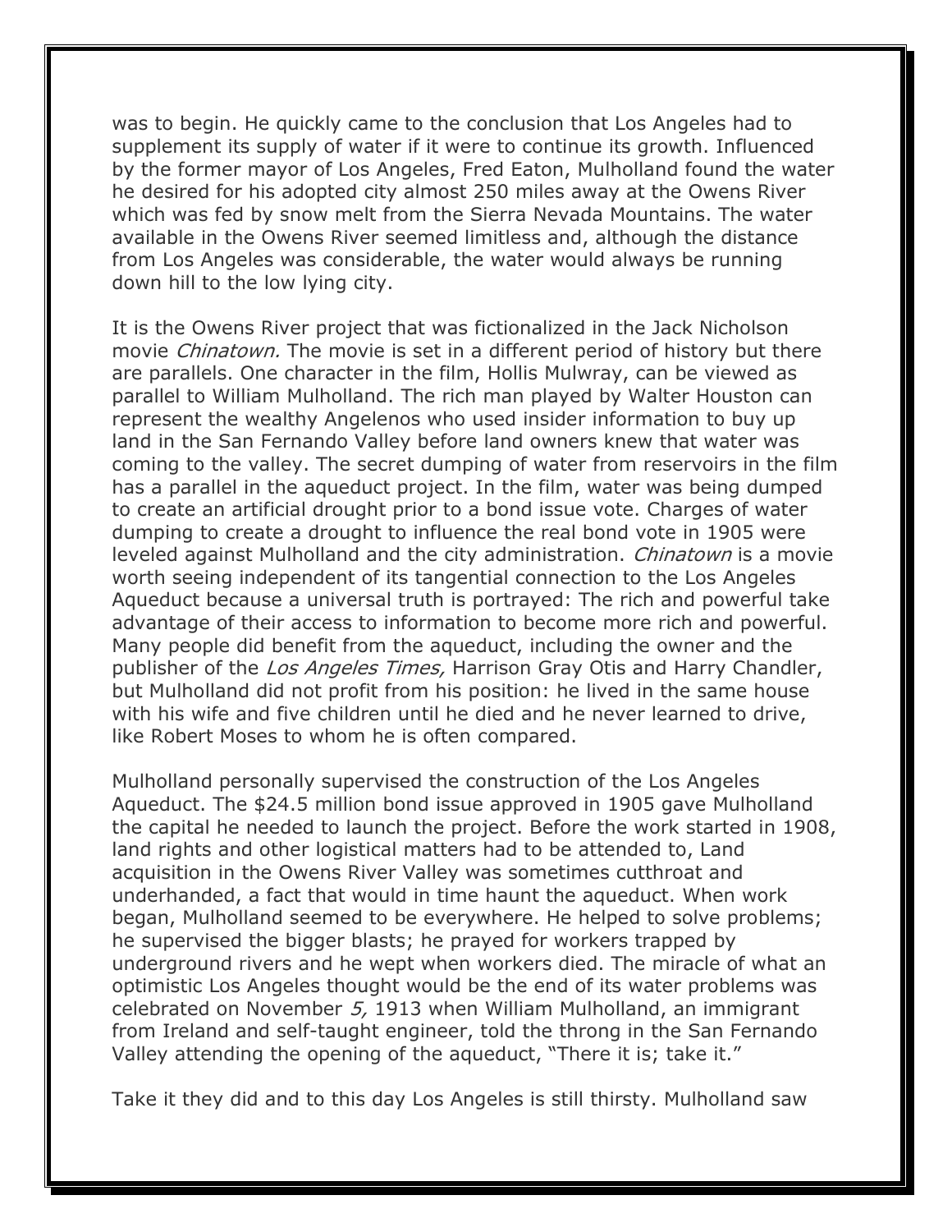was to begin. He quickly came to the conclusion that Los Angeles had to supplement its supply of water if it were to continue its growth. Influenced by the former mayor of Los Angeles, Fred Eaton, Mulholland found the water he desired for his adopted city almost 250 miles away at the Owens River which was fed by snow melt from the Sierra Nevada Mountains. The water available in the Owens River seemed limitless and, although the distance from Los Angeles was considerable, the water would always be running down hill to the low lying city.

It is the Owens River project that was fictionalized in the Jack Nicholson movie *Chinatown.* The movie is set in a different period of history but there are parallels. One character in the film, Hollis Mulwray, can be viewed as parallel to William Mulholland. The rich man played by Walter Houston can represent the wealthy Angelenos who used insider information to buy up land in the San Fernando Valley before land owners knew that water was coming to the valley. The secret dumping of water from reservoirs in the film has a parallel in the aqueduct project. In the film, water was being dumped to create an artificial drought prior to a bond issue vote. Charges of water dumping to create a drought to influence the real bond vote in 1905 were leveled against Mulholland and the city administration. *Chinatown* is a movie worth seeing independent of its tangential connection to the Los Angeles Aqueduct because a universal truth is portrayed: The rich and powerful take advantage of their access to information to become more rich and powerful. Many people did benefit from the aqueduct, including the owner and the publisher of the *Los Angeles Times,* Harrison Gray Otis and Harry Chandler, but Mulholland did not profit from his position: he lived in the same house with his wife and five children until he died and he never learned to drive, like Robert Moses to whom he is often compared.

Mulholland personally supervised the construction of the Los Angeles Aqueduct. The $24.5 million bond issue approved in 1905 gave Mulholland the capital he needed to launch the project. Before the work started in 1908, land rights and other logistical matters had to be attended to, Land acquisition in the Owens River Valley was sometimes cutthroat and underhanded, a fact that would in time haunt the aqueduct. When work began, Mulholland seemed to be everywhere. He helped to solve problems; he supervised the bigger blasts; he prayed for workers trapped by underground rivers and he wept when workers died. The miracle of what an optimistic Los Angeles thought would be the end of its water problems was celebrated on November *5,* 1913 when William Mulholland, an immigrant from Ireland and self-taught engineer, told the throng in the San Fernando Valley attending the opening of the aqueduct, "There it is; take it."

Take it they did and to this day Los Angeles is still thirsty. Mulholland saw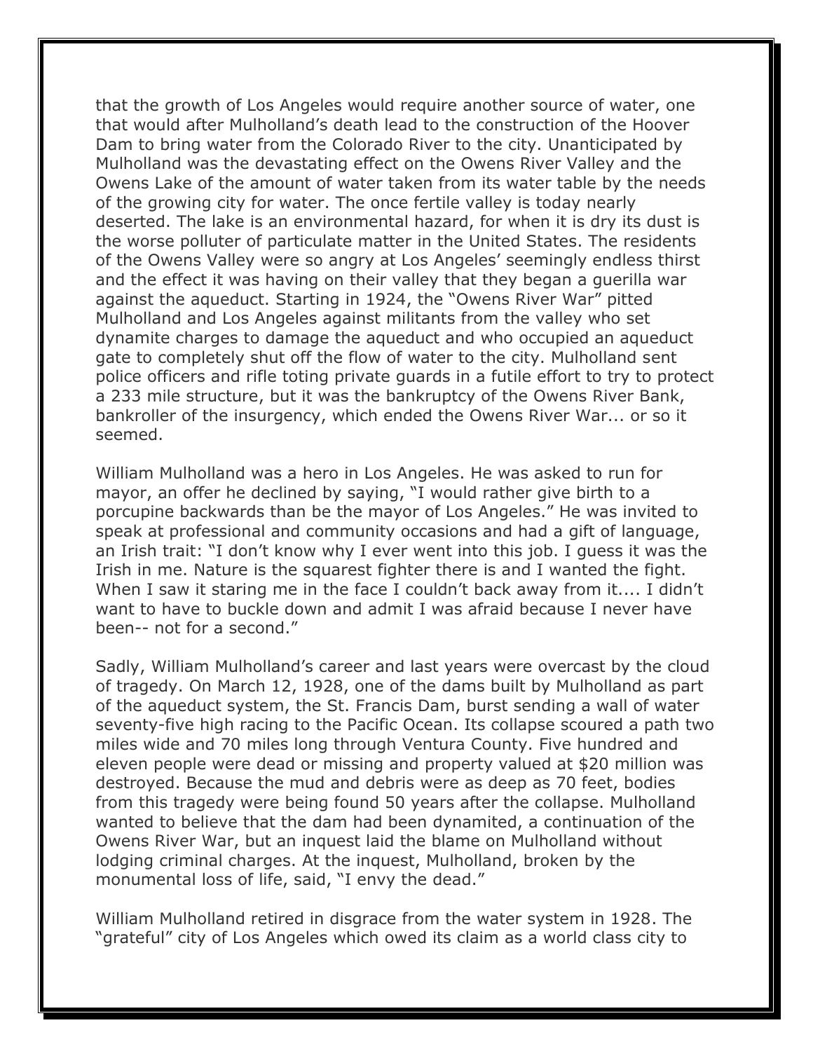that the growth of Los Angeles would require another source of water, one that would after Mulholland's death lead to the construction of the Hoover Dam to bring water from the Colorado River to the city. Unanticipated by Mulholland was the devastating effect on the Owens River Valley and the Owens Lake of the amount of water taken from its water table by the needs of the growing city for water. The once fertile valley is today nearly deserted. The lake is an environmental hazard, for when it is dry its dust is the worse polluter of particulate matter in the United States. The residents of the Owens Valley were so angry at Los Angeles' seemingly endless thirst and the effect it was having on their valley that they began a guerilla war against the aqueduct. Starting in 1924, the "Owens River War" pitted Mulholland and Los Angeles against militants from the valley who set dynamite charges to damage the aqueduct and who occupied an aqueduct gate to completely shut off the flow of water to the city. Mulholland sent police officers and rifle toting private guards in a futile effort to try to protect a 233 mile structure, but it was the bankruptcy of the Owens River Bank, bankroller of the insurgency, which ended the Owens River War... or so it seemed.

William Mulholland was a hero in Los Angeles. He was asked to run for mayor, an offer he declined by saying, "I would rather give birth to a porcupine backwards than be the mayor of Los Angeles." He was invited to speak at professional and community occasions and had a gift of language, an Irish trait: "I don't know why I ever went into this job. I guess it was the Irish in me. Nature is the squarest fighter there is and I wanted the fight. When I saw it staring me in the face I couldn't back away from it.... I didn't want to have to buckle down and admit I was afraid because I never have been-- not for a second."

Sadly, William Mulholland's career and last years were overcast by the cloud of tragedy. On March 12, 1928, one of the dams built by Mulholland as part of the aqueduct system, the St. Francis Dam, burst sending a wall of water seventy-five high racing to the Pacific Ocean. Its collapse scoured a path two miles wide and 70 miles long through Ventura County. Five hundred and eleven people were dead or missing and property valued at $20 million was destroyed. Because the mud and debris were as deep as 70 feet, bodies from this tragedy were being found 50 years after the collapse. Mulholland wanted to believe that the dam had been dynamited, a continuation of the Owens River War, but an inquest laid the blame on Mulholland without lodging criminal charges. At the inquest, Mulholland, broken by the monumental loss of life, said, "I envy the dead."

William Mulholland retired in disgrace from the water system in 1928. The "grateful" city of Los Angeles which owed its claim as a world class city to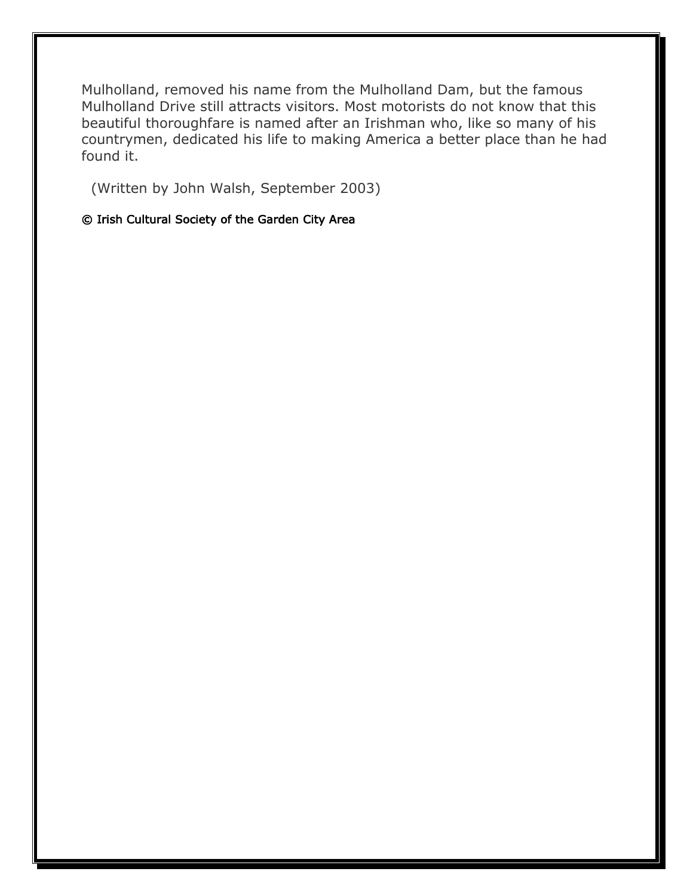Mulholland, removed his name from the Mulholland Dam, but the famous Mulholland Drive still attracts visitors. Most motorists do not know that this beautiful thoroughfare is named after an Irishman who, like so many of his countrymen, dedicated his life to making America a better place than he had found it.

(Written by John Walsh, September 2003)

© Irish Cultural Society of the Garden City Area